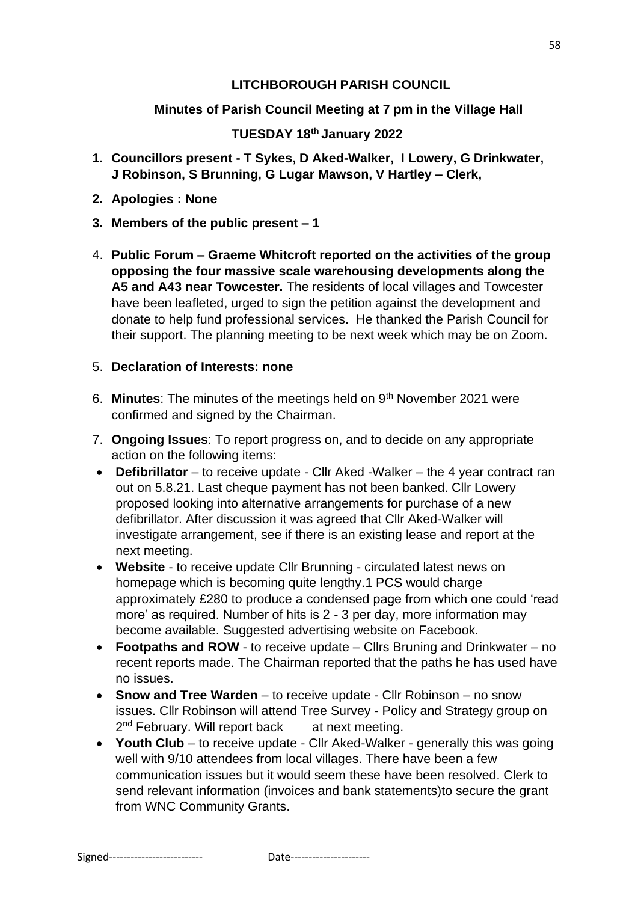**LITCHBOROUGH PARISH COUNCIL**

**Minutes of Parish Council Meeting at 7 pm in the Village Hall**

**TUESDAY 18th January 2022**

1. **Councillors present - T Sykes, D Aked-Walker, I Lowery, G Drinkwater, J Robinson, S Brunning, G Lugar Mawson, V Hartley – Clerk,**
2. **Apologies : None**
3. **Members of the public present – 1**
4. **Public Forum – Graeme Whitcroft reported on the activities of the group opposing the four massive scale warehousing developments along the A5 and A43 near Towcester.** The residents of local villages and Towcester have been leafleted, urged to sign the petition against the development and donate to help fund professional services. He thanked the Parish Council for their support. The planning meeting to be next week which may be on Zoom.
5. **Declaration of Interests: none**
6. **Minutes**: The minutes of the meetings held on 9th November 2021 were confirmed and signed by the Chairman.
7. **Ongoing Issues**: To report progress on, and to decide on any appropriate action on the following items:

- **Defibrillator** – to receive update - Cllr Aked -Walker – the 4 year contract ran out on 5.8.21. Last cheque payment has not been banked. Cllr Lowery proposed looking into alternative arrangements for purchase of a new defibrillator. After discussion it was agreed that Cllr Aked-Walker will investigate arrangement, see if there is an existing lease and report at the next meeting.
- **Website** - to receive update Cllr Brunning - circulated latest news on homepage which is becoming quite lengthy.1 PCS would charge approximately £280 to produce a condensed page from which one could 'read more' as required. Number of hits is 2 - 3 per day, more information may become available. Suggested advertising website on Facebook.
- **Footpaths and ROW** - to receive update – Cllrs Bruning and Drinkwater – no recent reports made. The Chairman reported that the paths he has used have no issues.
- **Snow and Tree Warden** – to receive update - Cllr Robinson – no snow issues. Cllr Robinson will attend Tree Survey - Policy and Strategy group on 2nd February. Will report back at next meeting.
- **Youth Club** – to receive update - Cllr Aked-Walker - generally this was going well with 9/10 attendees from local villages. There have been a few communication issues but it would seem these have been resolved. Clerk to send relevant information (invoices and bank statements)to secure the grant from WNC Community Grants.

Signed-------------------------- Date----------------------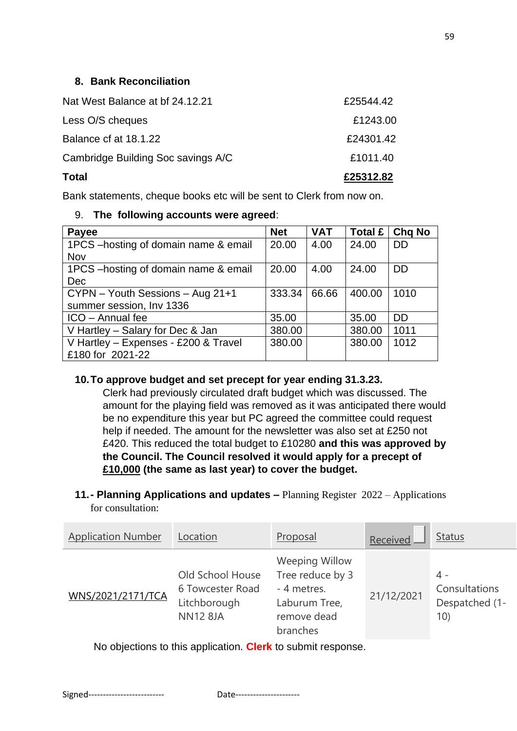## 8. Bank Reconciliation

| | |
|---|---|
| Nat West Balance at bf 24.12.21 | £25544.42 |
| Less O/S cheques | £1243.00 |
| Balance cf at 18.1.22 | £24301.42 |
| Cambridge Building Soc savings A/C | £1011.40 |
| **Total** | **£25312.82** |

Bank statements, cheque books etc will be sent to Clerk from now on.

## 9. The following accounts were agreed:

| Payee | Net | VAT | Total £ | Chq No |
|---|---|---|---|---|
| 1PCS –hosting of domain name & email Nov | 20.00 | 4.00 | 24.00 | DD |
| 1PCS –hosting of domain name & email Dec | 20.00 | 4.00 | 24.00 | DD |
| CYPN – Youth Sessions – Aug 21+1 summer session, Inv 1336 | 333.34 | 66.66 | 400.00 | 1010 |
| ICO – Annual fee | 35.00 | | 35.00 | DD |
| V Hartley – Salary for Dec & Jan | 380.00 | | 380.00 | 1011 |
| V Hartley – Expenses - £200 & Travel £180 for 2021-22 | 380.00 | | 380.00 | 1012 |

## 10. To approve budget and set precept for year ending 31.3.23.

Clerk had previously circulated draft budget which was discussed. The amount for the playing field was removed as it was anticipated there would be no expenditure this year but PC agreed the committee could request help if needed. The amount for the newsletter was also set at £250 not £420. This reduced the total budget to £10280 **and this was approved by the Council. The Council resolved it would apply for a precept of £10,000 (the same as last year) to cover the budget.**

## 11. - Planning Applications and updates – Planning Register 2022 – Applications for consultation:

| Application Number | Location | Proposal | Received | Status |
|---|---|---|---|---|
| WNS/2021/2171/TCA | Old School House 6 Towcester Road Litchborough NN12 8JA | Weeping Willow Tree reduce by 3 - 4 metres. Laburum Tree, remove dead branches | 21/12/2021 | 4 - Consultations Despatched (1-10) |

No objections to this application. **Clerk** to submit response.

Signed-------------------------- Date----------------------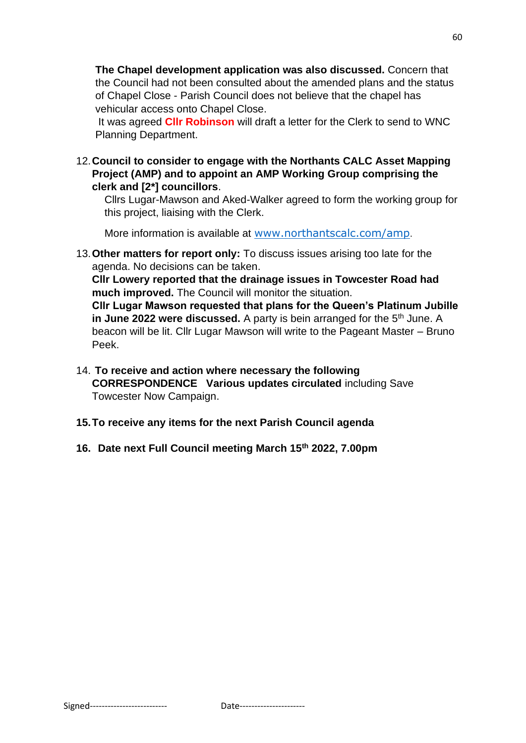**The Chapel development application was also discussed.** Concern that the Council had not been consulted about the amended plans and the status of Chapel Close - Parish Council does not believe that the chapel has vehicular access onto Chapel Close.
It was agreed **Cllr Robinson** will draft a letter for the Clerk to send to WNC Planning Department.

12. **Council to consider to engage with the Northants CALC Asset Mapping Project (AMP) and to appoint an AMP Working Group comprising the clerk and [2*] councillors**.
    Cllrs Lugar-Mawson and Aked-Walker agreed to form the working group for this project, liaising with the Clerk.

    More information is available at www.northantscalc.com/amp.

13. **Other matters for report only:** To discuss issues arising too late for the agenda. No decisions can be taken.
    **Cllr Lowery reported that the drainage issues in Towcester Road had much improved.** The Council will monitor the situation.
    **Cllr Lugar Mawson requested that plans for the Queen's Platinum Jubille in June 2022 were discussed.** A party is bein arranged for the 5th June. A beacon will be lit. Cllr Lugar Mawson will write to the Pageant Master – Bruno Peek.

14. **To receive and action where necessary the following CORRESPONDENCE Various updates circulated** including Save Towcester Now Campaign.

15. **To receive any items for the next Parish Council agenda**

16. **Date next Full Council meeting March 15th 2022, 7.00pm**

Signed-------------------------- Date----------------------